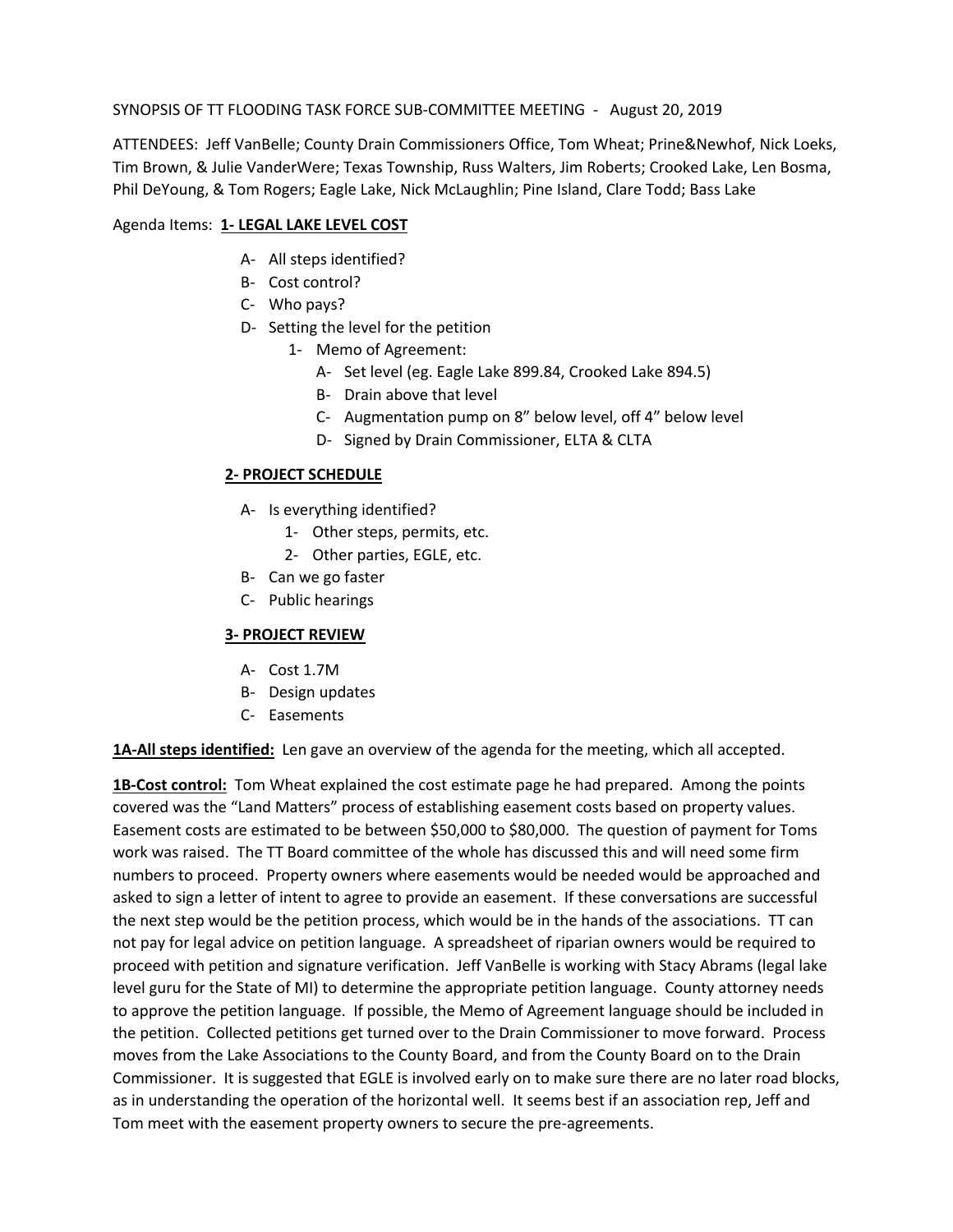SYNOPSIS OF TT FLOODING TASK FORCE SUB-COMMITTEE MEETING - August 20, 2019

ATTENDEES: Jeff VanBelle; County Drain Commissioners Office, Tom Wheat; Prine&Newhof, Nick Loeks, Tim Brown, & Julie VanderWere; Texas Township, Russ Walters, Jim Roberts; Crooked Lake, Len Bosma, Phil DeYoung, & Tom Rogers; Eagle Lake, Nick McLaughlin; Pine Island, Clare Todd; Bass Lake

Agenda Items: **1- LEGAL LAKE LEVEL COST**

- A- All steps identified?
- B- Cost control?
- C- Who pays?
- D- Setting the level for the petition
  - 1- Memo of Agreement:
    - A- Set level (eg. Eagle Lake 899.84, Crooked Lake 894.5)
    - B- Drain above that level
    - C- Augmentation pump on 8" below level, off 4" below level
    - D- Signed by Drain Commissioner, ELTA & CLTA

**2- PROJECT SCHEDULE**

- A- Is everything identified?
  - 1- Other steps, permits, etc.
  - 2- Other parties, EGLE, etc.
- B- Can we go faster
- C- Public hearings

**3- PROJECT REVIEW**

- A- Cost 1.7M
- B- Design updates
- C- Easements

**1A-All steps identified:** Len gave an overview of the agenda for the meeting, which all accepted.

**1B-Cost control:** Tom Wheat explained the cost estimate page he had prepared. Among the points covered was the "Land Matters" process of establishing easement costs based on property values. Easement costs are estimated to be between $50,000 to $80,000. The question of payment for Toms work was raised. The TT Board committee of the whole has discussed this and will need some firm numbers to proceed. Property owners where easements would be needed would be approached and asked to sign a letter of intent to agree to provide an easement. If these conversations are successful the next step would be the petition process, which would be in the hands of the associations. TT can not pay for legal advice on petition language. A spreadsheet of riparian owners would be required to proceed with petition and signature verification. Jeff VanBelle is working with Stacy Abrams (legal lake level guru for the State of MI) to determine the appropriate petition language. County attorney needs to approve the petition language. If possible, the Memo of Agreement language should be included in the petition. Collected petitions get turned over to the Drain Commissioner to move forward. Process moves from the Lake Associations to the County Board, and from the County Board on to the Drain Commissioner. It is suggested that EGLE is involved early on to make sure there are no later road blocks, as in understanding the operation of the horizontal well. It seems best if an association rep, Jeff and Tom meet with the easement property owners to secure the pre-agreements.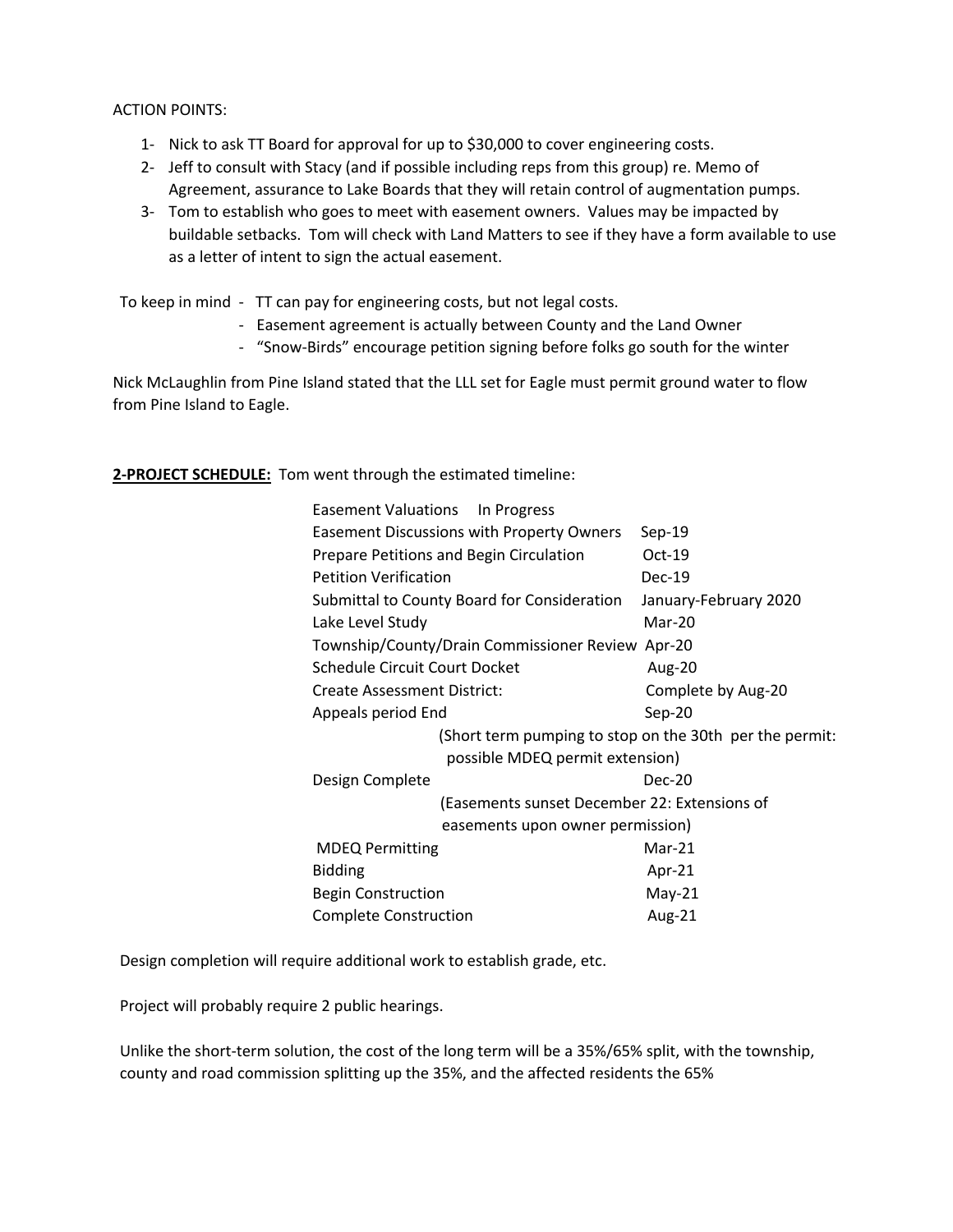ACTION POINTS:

1- Nick to ask TT Board for approval for up to $30,000 to cover engineering costs.
2- Jeff to consult with Stacy (and if possible including reps from this group) re. Memo of Agreement, assurance to Lake Boards that they will retain control of augmentation pumps.
3- Tom to establish who goes to meet with easement owners. Values may be impacted by buildable setbacks. Tom will check with Land Matters to see if they have a form available to use as a letter of intent to sign the actual easement.

To keep in mind - TT can pay for engineering costs, but not legal costs.
- Easement agreement is actually between County and the Land Owner
- "Snow-Birds" encourage petition signing before folks go south for the winter

Nick McLaughlin from Pine Island stated that the LLL set for Eagle must permit ground water to flow from Pine Island to Eagle.

**2-PROJECT SCHEDULE:** Tom went through the estimated timeline:

| | |
|---|---|
| Easement Valuations | In Progress |
| Easement Discussions with Property Owners | Sep-19 |
| Prepare Petitions and Begin Circulation | Oct-19 |
| Petition Verification | Dec-19 |
| Submittal to County Board for Consideration | January-February 2020 |
| Lake Level Study | Mar-20 |
| Township/County/Drain Commissioner Review | Apr-20 |
| Schedule Circuit Court Docket | Aug-20 |
| Create Assessment District: | Complete by Aug-20 |
| Appeals period End | Sep-20 |
| (Short term pumping to stop on the 30th per the permit: possible MDEQ permit extension) | |
| Design Complete | Dec-20 |
| (Easements sunset December 22: Extensions of easements upon owner permission) | |
| MDEQ Permitting | Mar-21 |
| Bidding | Apr-21 |
| Begin Construction | May-21 |
| Complete Construction | Aug-21 |

Design completion will require additional work to establish grade, etc.

Project will probably require 2 public hearings.

Unlike the short-term solution, the cost of the long term will be a 35%/65% split, with the township, county and road commission splitting up the 35%, and the affected residents the 65%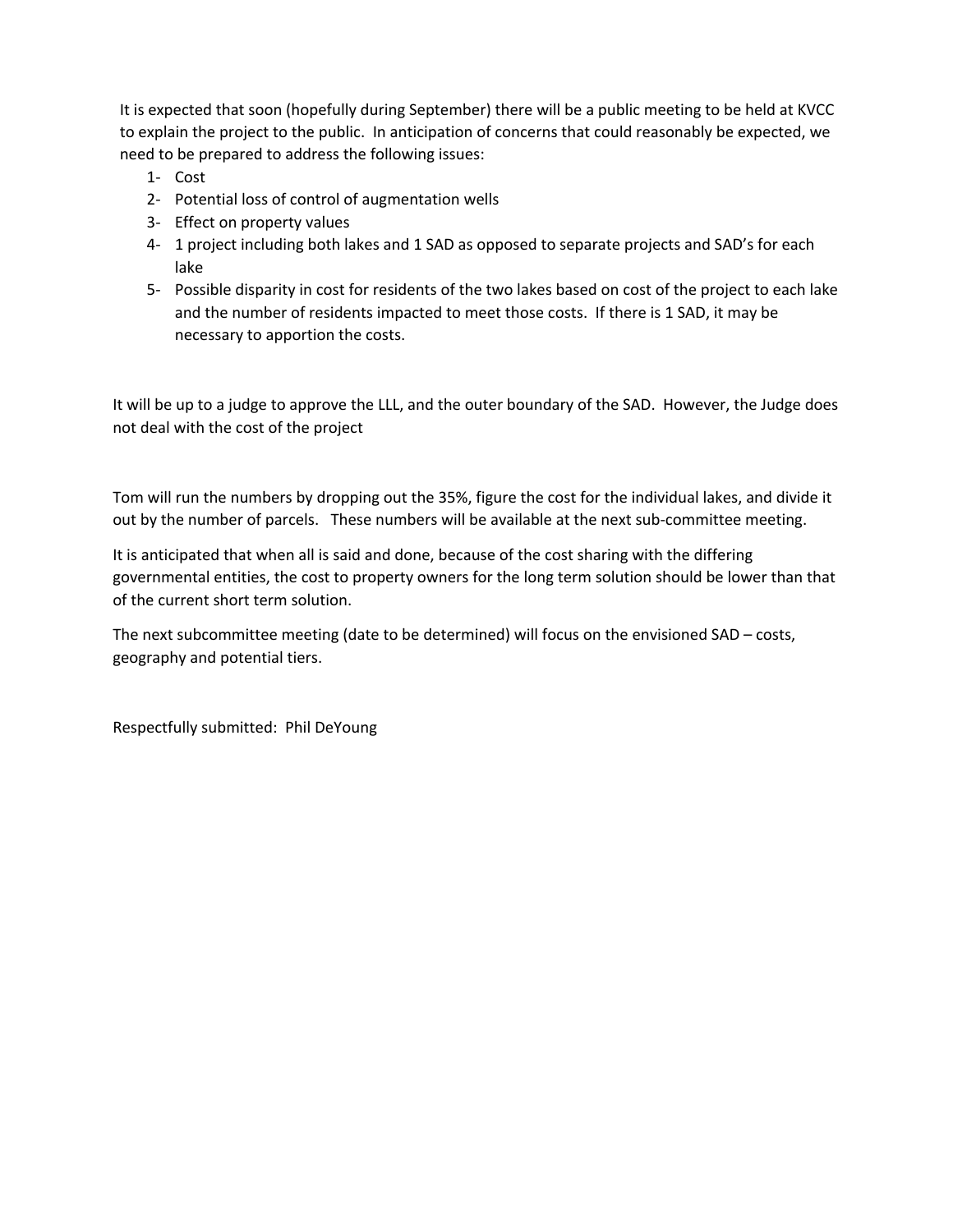It is expected that soon (hopefully during September) there will be a public meeting to be held at KVCC to explain the project to the public. In anticipation of concerns that could reasonably be expected, we need to be prepared to address the following issues:

1- Cost
2- Potential loss of control of augmentation wells
3- Effect on property values
4- 1 project including both lakes and 1 SAD as opposed to separate projects and SAD's for each lake
5- Possible disparity in cost for residents of the two lakes based on cost of the project to each lake and the number of residents impacted to meet those costs. If there is 1 SAD, it may be necessary to apportion the costs.

It will be up to a judge to approve the LLL, and the outer boundary of the SAD. However, the Judge does not deal with the cost of the project

Tom will run the numbers by dropping out the 35%, figure the cost for the individual lakes, and divide it out by the number of parcels. These numbers will be available at the next sub-committee meeting.

It is anticipated that when all is said and done, because of the cost sharing with the differing governmental entities, the cost to property owners for the long term solution should be lower than that of the current short term solution.

The next subcommittee meeting (date to be determined) will focus on the envisioned SAD – costs, geography and potential tiers.

Respectfully submitted: Phil DeYoung